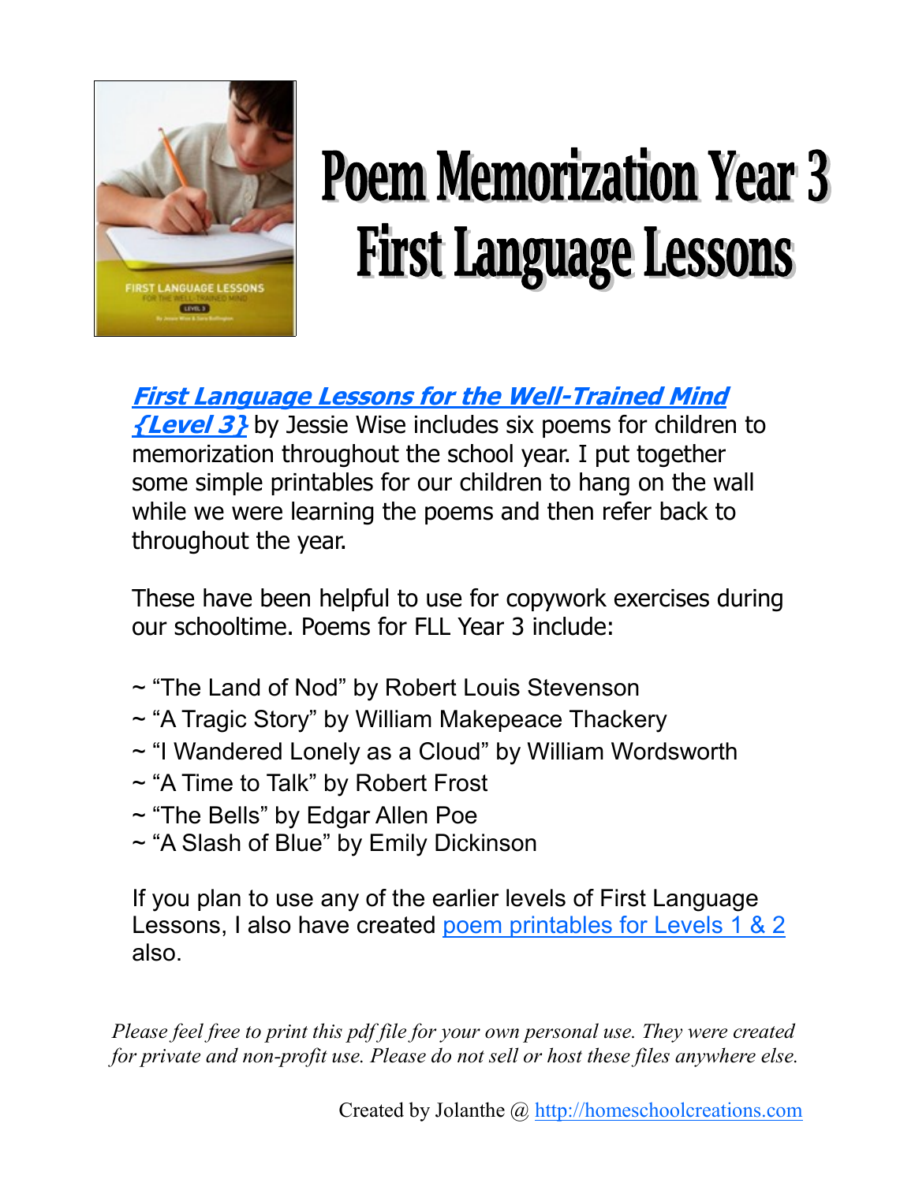# Poem Memorization Year 3 First Language Lessons

***First Language Lessons for the Well-Trained Mind {Level 3}*** by Jessie Wise includes six poems for children to memorization throughout the school year. I put together some simple printables for our children to hang on the wall while we were learning the poems and then refer back to throughout the year.

These have been helpful to use for copywork exercises during our schooltime. Poems for FLL Year 3 include:

~ "The Land of Nod" by Robert Louis Stevenson
~ "A Tragic Story" by William Makepeace Thackery
~ "I Wandered Lonely as a Cloud" by William Wordsworth
~ "A Time to Talk" by Robert Frost
~ "The Bells" by Edgar Allen Poe
~ "A Slash of Blue" by Emily Dickinson

If you plan to use any of the earlier levels of First Language Lessons, I also have created poem printables for Levels 1 & 2 also.

*Please feel free to print this pdf file for your own personal use. They were created for private and non-profit use. Please do not sell or host these files anywhere else.*

Created by Jolanthe @ http://homeschoolcreations.com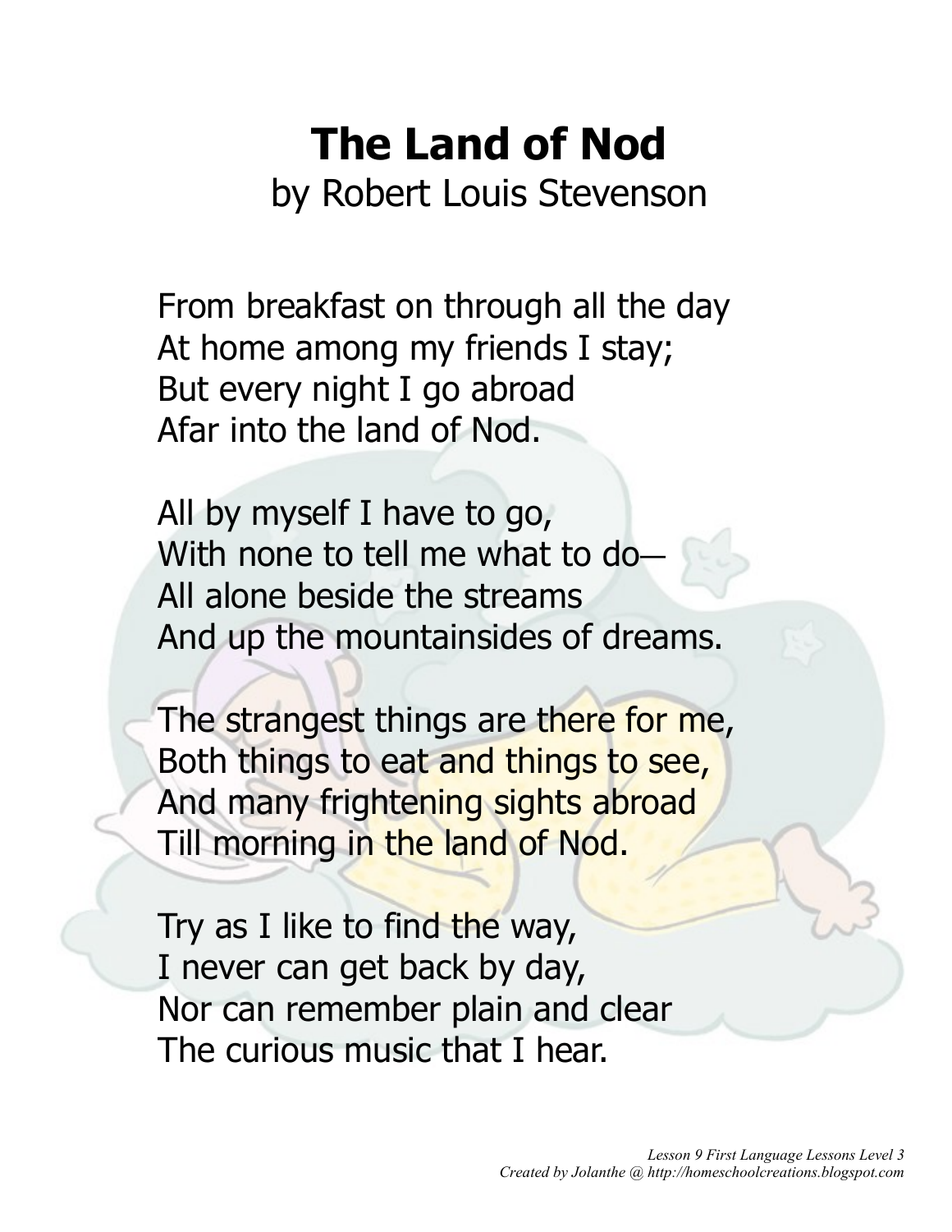# The Land of Nod

by Robert Louis Stevenson

From breakfast on through all the day
At home among my friends I stay;
But every night I go abroad
Afar into the land of Nod.

All by myself I have to go,
With none to tell me what to do—
All alone beside the streams
And up the mountainsides of dreams.

The strangest things are there for me,
Both things to eat and things to see,
And many frightening sights abroad
Till morning in the land of Nod.

Try as I like to find the way,
I never can get back by day,
Nor can remember plain and clear
The curious music that I hear.

*Lesson 9 First Language Lessons Level 3*
*Created by Jolanthe @ http://homeschoolcreations.blogspot.com*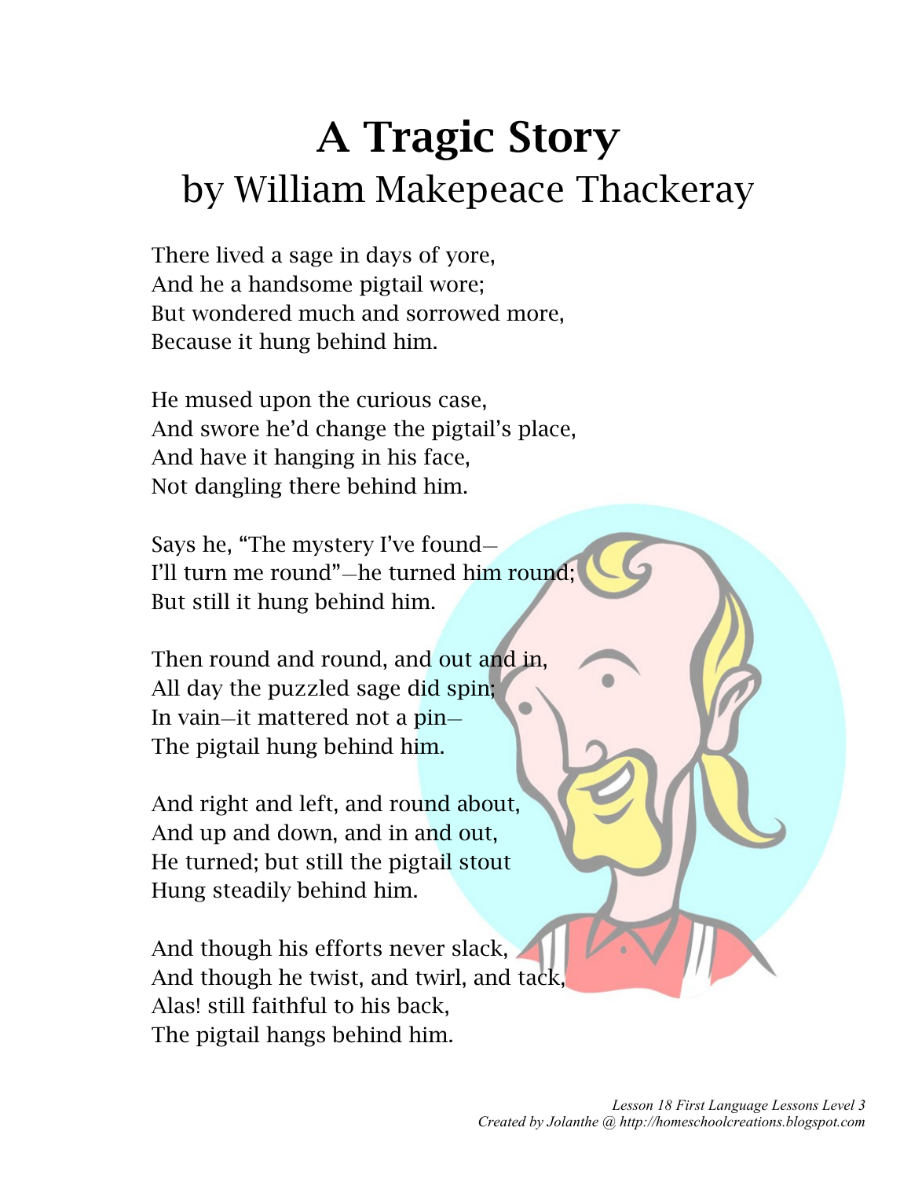# A Tragic Story

## by William Makepeace Thackeray

There lived a sage in days of yore,
And he a handsome pigtail wore;
But wondered much and sorrowed more,
Because it hung behind him.

He mused upon the curious case,
And swore he'd change the pigtail's place,
And have it hanging in his face,
Not dangling there behind him.

Says he, "The mystery I've found—
I'll turn me round"—he turned him round;
But still it hung behind him.

Then round and round, and out and in,
All day the puzzled sage did spin;
In vain—it mattered not a pin—
The pigtail hung behind him.

And right and left, and round about,
And up and down, and in and out,
He turned; but still the pigtail stout
Hung steadily behind him.

And though his efforts never slack,
And though he twist, and twirl, and tack,
Alas! still faithful to his back,
The pigtail hangs behind him.

*Lesson 18 First Language Lessons Level 3*
*Created by Jolanthe @ http://homeschoolcreations.blogspot.com*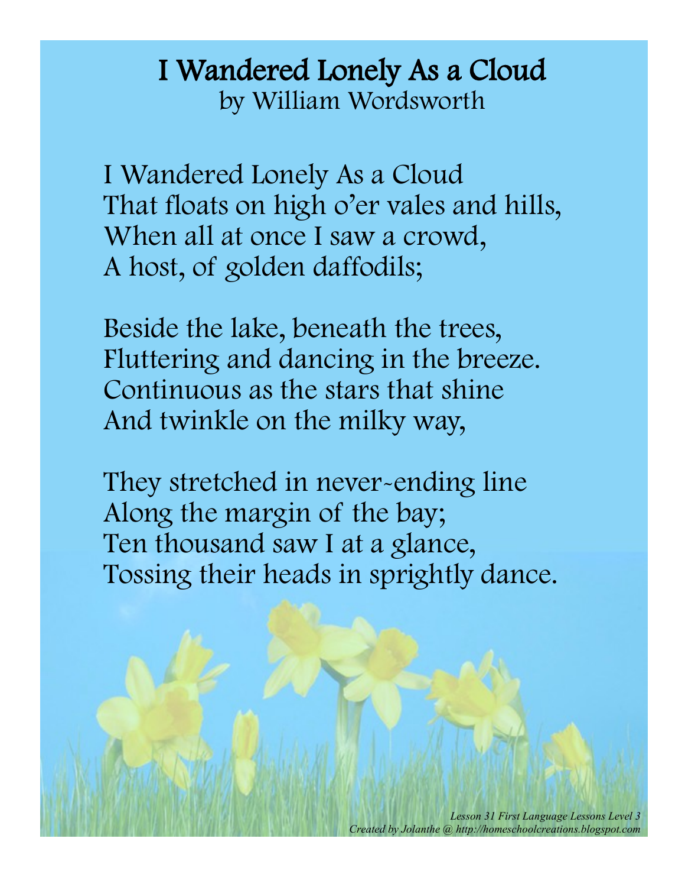# I Wandered Lonely As a Cloud

by William Wordsworth

I Wandered Lonely As a Cloud
That floats on high o'er vales and hills,
When all at once I saw a crowd,
A host, of golden daffodils;

Beside the lake, beneath the trees,
Fluttering and dancing in the breeze.
Continuous as the stars that shine
And twinkle on the milky way,

They stretched in never-ending line
Along the margin of the bay;
Ten thousand saw I at a glance,
Tossing their heads in sprightly dance.

*Lesson 31 First Language Lessons Level 3*
*Created by Jolanthe @ http://homeschoolcreations.blogspot.com*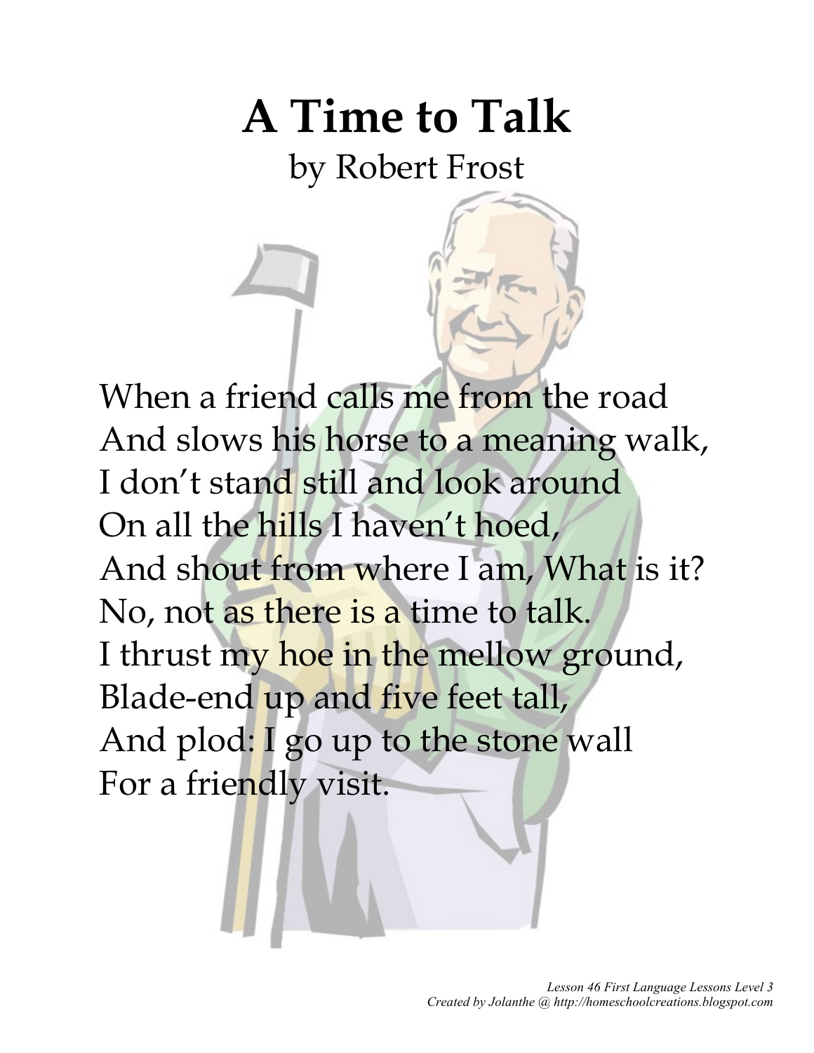# A Time to Talk

by Robert Frost

When a friend calls me from the road  
And slows his horse to a meaning walk,  
I don't stand still and look around  
On all the hills I haven't hoed,  
And shout from where I am, What is it?  
No, not as there is a time to talk.  
I thrust my hoe in the mellow ground,  
Blade-end up and five feet tall,  
And plod: I go up to the stone wall  
For a friendly visit.

*Lesson 46 First Language Lessons Level 3*  
*Created by Jolanthe @ http://homeschoolcreations.blogspot.com*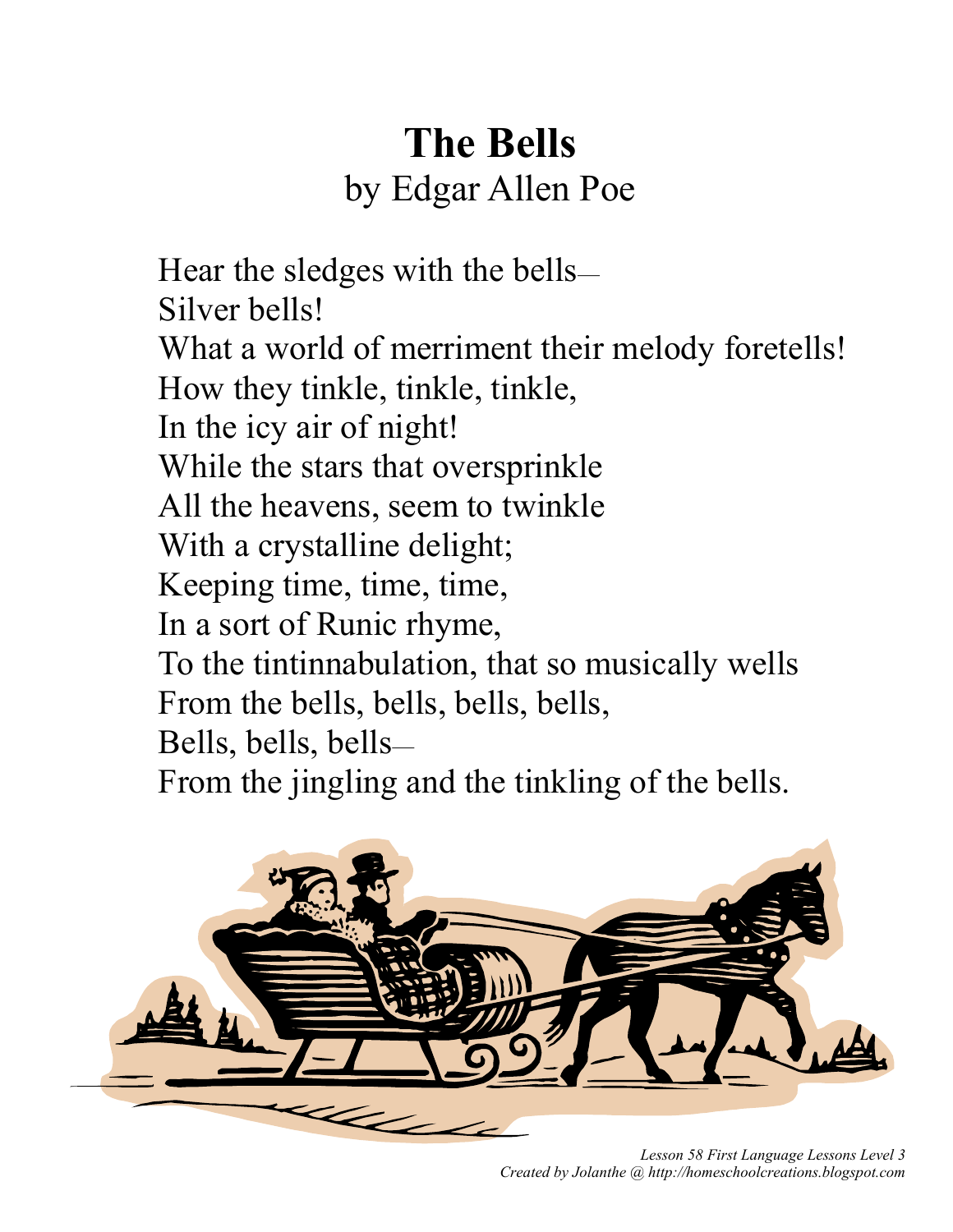# The Bells

by Edgar Allen Poe

Hear the sledges with the bells—
Silver bells!
What a world of merriment their melody foretells!
How they tinkle, tinkle, tinkle,
In the icy air of night!
While the stars that oversprinkle
All the heavens, seem to twinkle
With a crystalline delight;
Keeping time, time, time,
In a sort of Runic rhyme,
To the tintinnabulation, that so musically wells
From the bells, bells, bells, bells,
Bells, bells, bells—
From the jingling and the tinkling of the bells.

*Lesson 58 First Language Lessons Level 3*
*Created by Jolanthe @ http://homeschoolcreations.blogspot.com*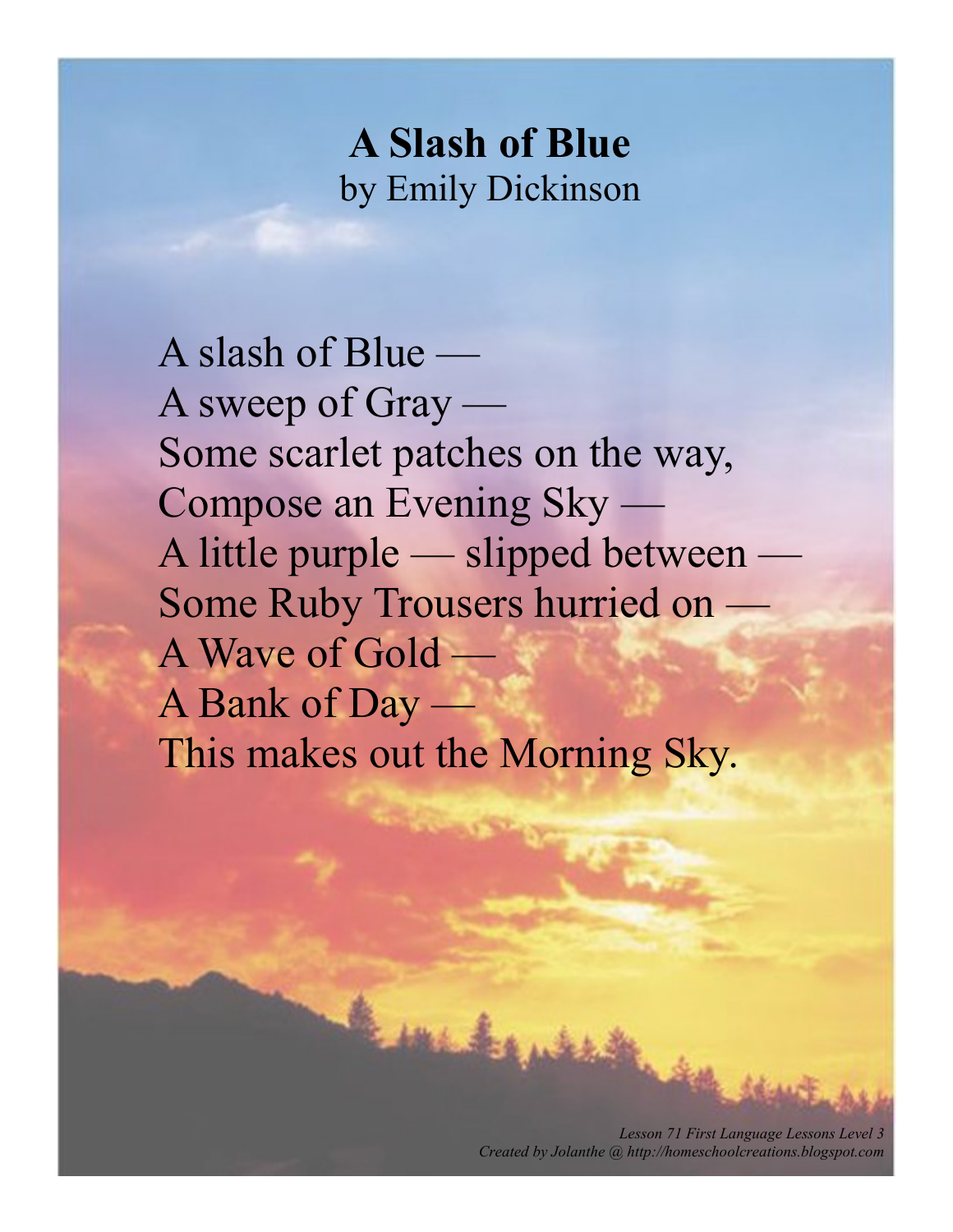# A Slash of Blue

by Emily Dickinson

A slash of Blue —
A sweep of Gray —
Some scarlet patches on the way,
Compose an Evening Sky —
A little purple — slipped between —
Some Ruby Trousers hurried on —
A Wave of Gold —
A Bank of Day —
This makes out the Morning Sky.

*Lesson 71 First Language Lessons Level 3*
*Created by Jolanthe @ http://homeschoolcreations.blogspot.com*